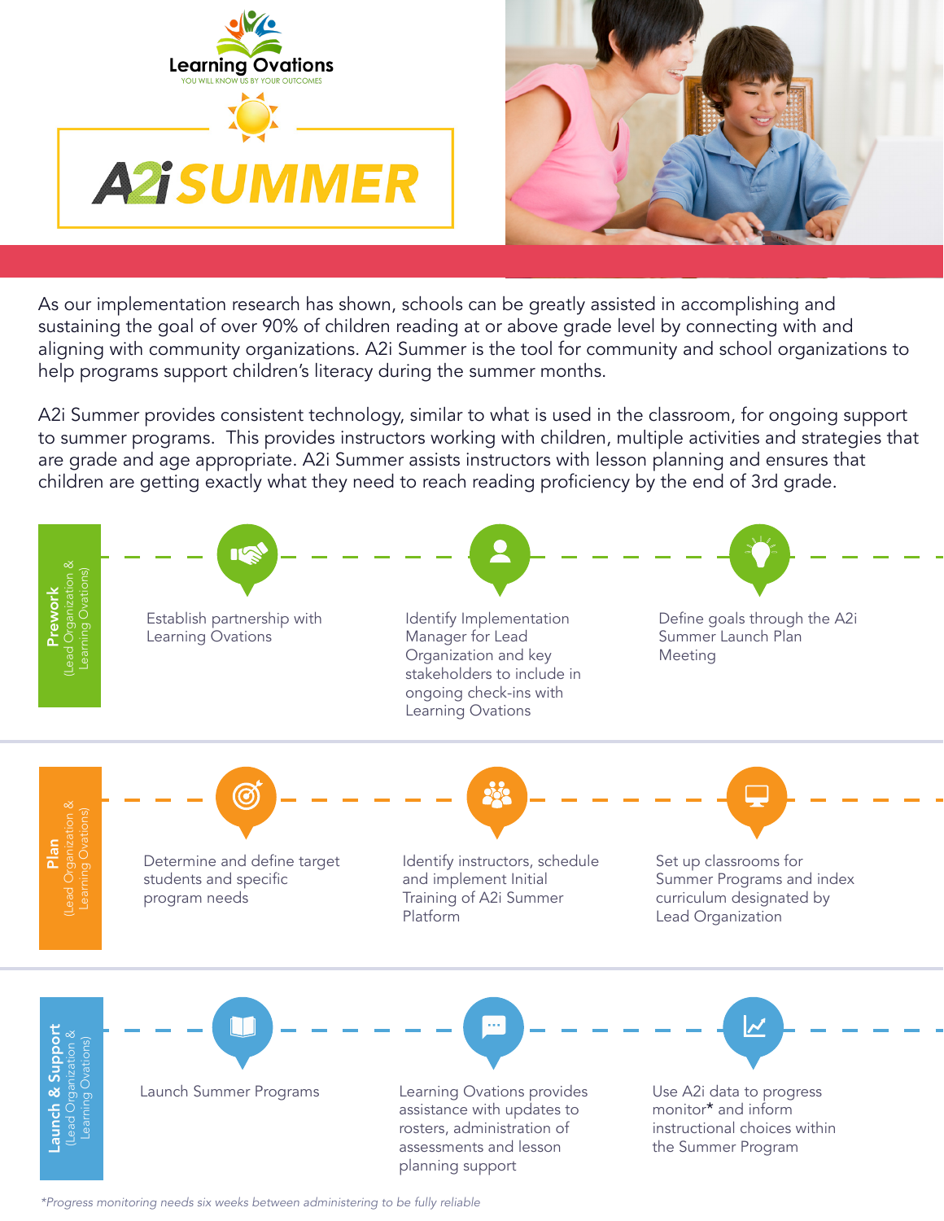# Learning Ovations

YOU WILL KNOW US BY YOUR OUTCOMES

# A2i SUMMER

As our implementation research has shown, schools can be greatly assisted in accomplishing and sustaining the goal of over 90% of children reading at or above grade level by connecting with and aligning with community organizations. A2i Summer is the tool for community and school organizations to help programs support children's literacy during the summer months.

A2i Summer provides consistent technology, similar to what is used in the classroom, for ongoing support to summer programs. This provides instructors working with children, multiple activities and strategies that are grade and age appropriate. A2i Summer assists instructors with lesson planning and ensures that children are getting exactly what they need to reach reading proficiency by the end of 3rd grade.

## Prework (Lead Organization & Learning Ovations)

- Establish partnership with Learning Ovations
- Identify Implementation Manager for Lead Organization and key stakeholders to include in ongoing check-ins with Learning Ovations
- Define goals through the A2i Summer Launch Plan Meeting

## Plan (Lead Organization & Learning Ovations)

- Determine and define target students and specific program needs
- Identify instructors, schedule and implement Initial Training of A2i Summer Platform
- Set up classrooms for Summer Programs and index curriculum designated by Lead Organization

## Launch & Support (Lead Organization & Learning Ovations)

- Launch Summer Programs
- Learning Ovations provides assistance with updates to rosters, administration of assessments and lesson planning support
- Use A2i data to progress monitor* and inform instructional choices within the Summer Program

*Progress monitoring needs six weeks between administering to be fully reliable*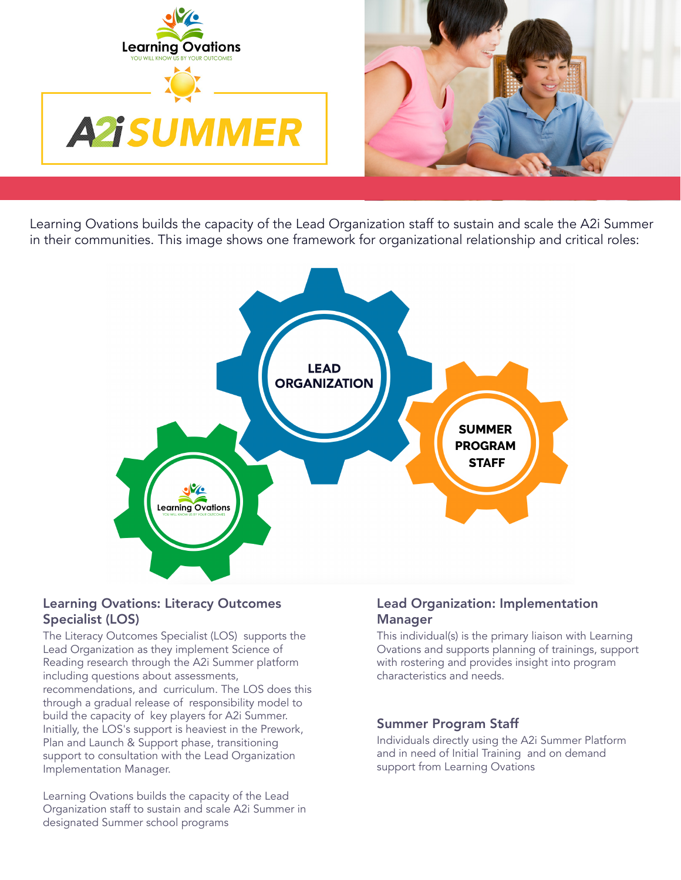Learning Ovations

YOU WILL KNOW US BY YOUR OUTCOMES

# A2i SUMMER

Learning Ovations builds the capacity of the Lead Organization staff to sustain and scale the A2i Summer in their communities. This image shows one framework for organizational relationship and critical roles:

LEAD ORGANIZATION

SUMMER PROGRAM STAFF

Learning Ovations

YOU WILL KNOW US BY YOUR OUTCOMES

### Learning Ovations: Literacy Outcomes Specialist (LOS)

The Literacy Outcomes Specialist (LOS) supports the Lead Organization as they implement Science of Reading research through the A2i Summer platform including questions about assessments, recommendations, and curriculum. The LOS does this through a gradual release of responsibility model to build the capacity of key players for A2i Summer. Initially, the LOS's support is heaviest in the Prework, Plan and Launch & Support phase, transitioning support to consultation with the Lead Organization Implementation Manager.

Learning Ovations builds the capacity of the Lead Organization staff to sustain and scale A2i Summer in designated Summer school programs

### Lead Organization: Implementation Manager

This individual(s) is the primary liaison with Learning Ovations and supports planning of trainings, support with rostering and provides insight into program characteristics and needs.

### Summer Program Staff

Individuals directly using the A2i Summer Platform and in need of Initial Training and on demand support from Learning Ovations